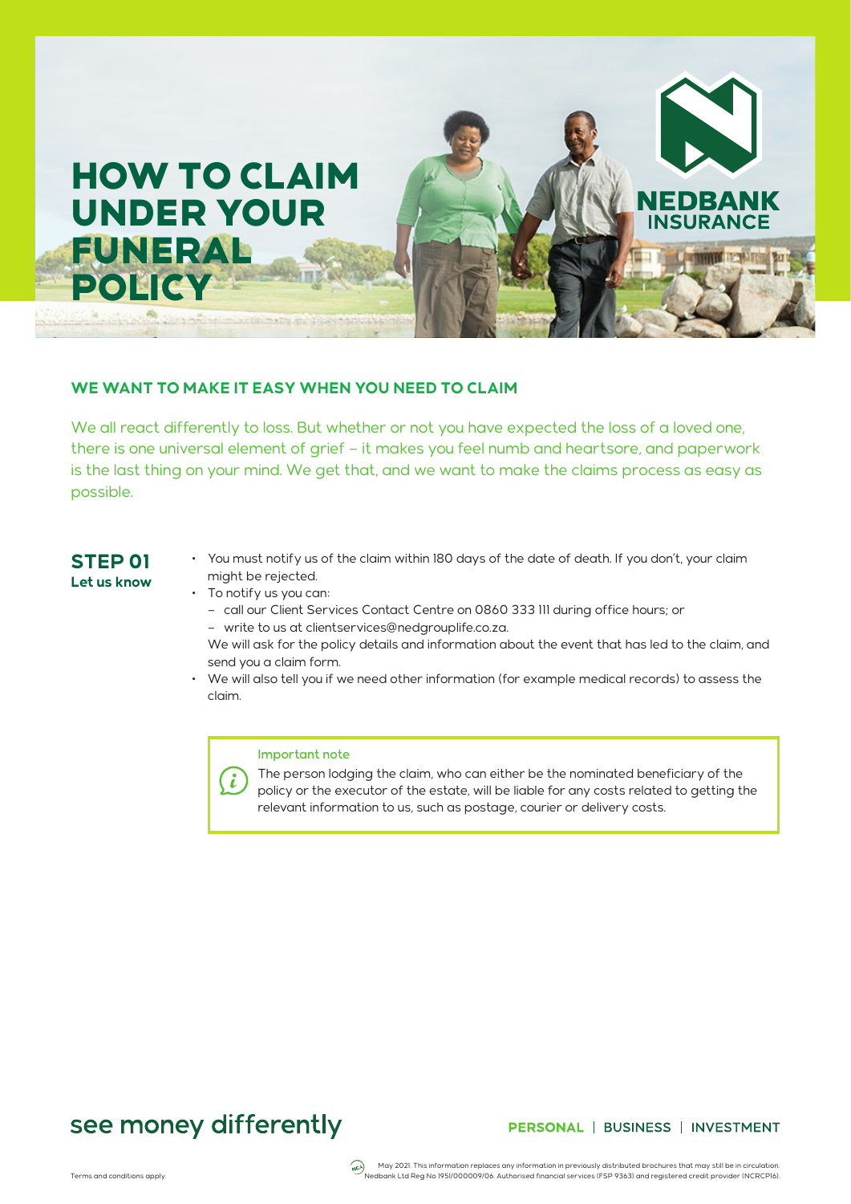# HOW TO CLAIM UNDER YOUR FUNERAL POLICY

NEDBANK INSURANCE

## WE WANT TO MAKE IT EASY WHEN YOU NEED TO CLAIM

We all react differently to loss. But whether or not you have expected the loss of a loved one, there is one universal element of grief – it makes you feel numb and heartsore, and paperwork is the last thing on your mind. We get that, and we want to make the claims process as easy as possible.

### STEP 01
**Let us know**

- You must notify us of the claim within 180 days of the date of death. If you don't, your claim might be rejected.
- To notify us you can:
  - call our Client Services Contact Centre on 0860 333 111 during office hours; or
  - write to us at clientservices@nedgrouplife.co.za.

  We will ask for the policy details and information about the event that has led to the claim, and send you a claim form.
- We will also tell you if we need other information (for example medical records) to assess the claim.

> **Important note**
>
> The person lodging the claim, who can either be the nominated beneficiary of the policy or the executor of the estate, will be liable for any costs related to getting the relevant information to us, such as postage, courier or delivery costs.

see money differently

PERSONAL | BUSINESS | INVESTMENT

Terms and conditions apply.

May 2021. This information replaces any information in previously distributed brochures that may still be in circulation.
Nedbank Ltd Reg No 1951/000009/06. Authorised financial services (FSP 9363) and registered credit provider (NCRCP16).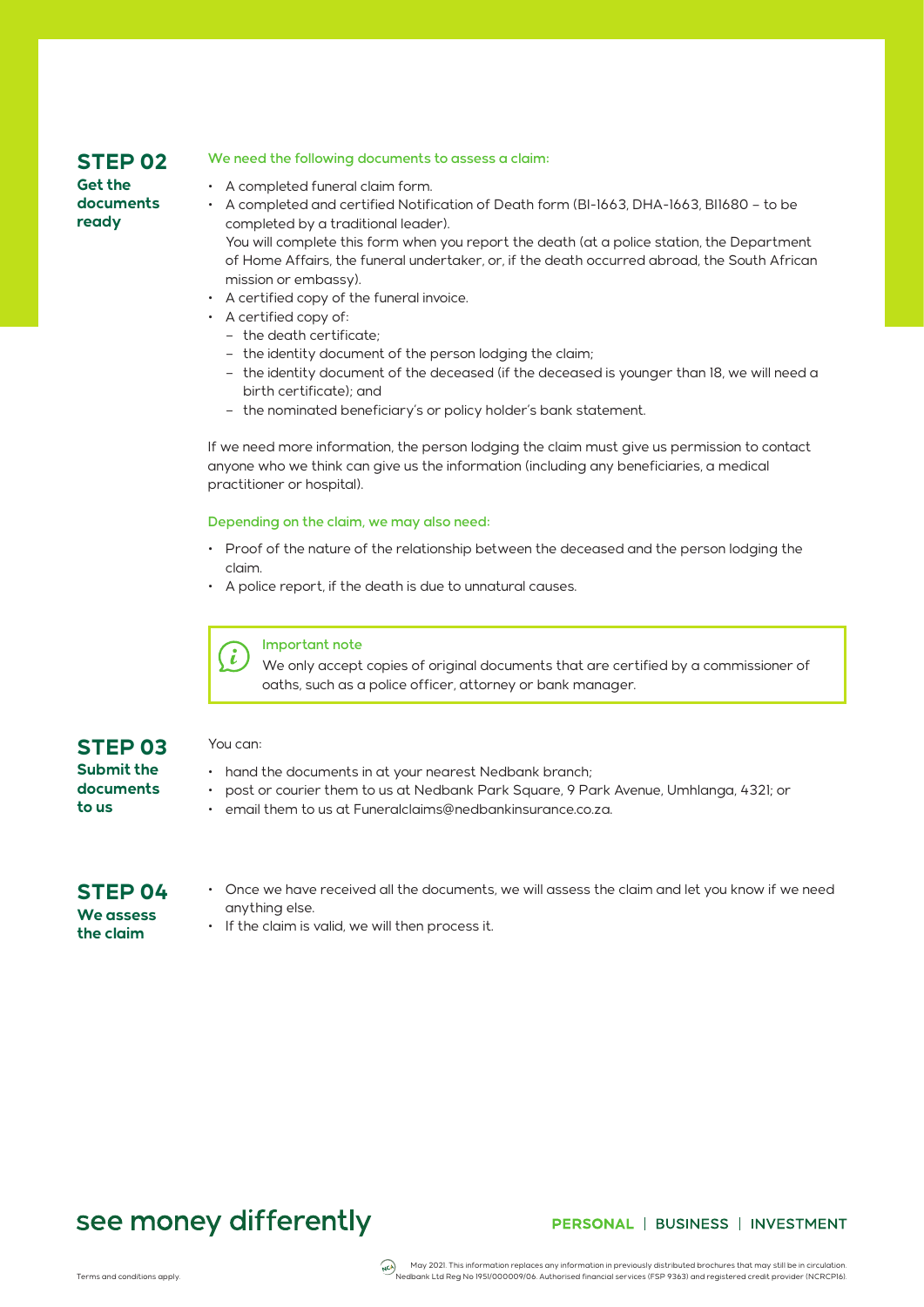## STEP 02

**Get the documents ready**

**We need the following documents to assess a claim:**

- A completed funeral claim form.
- A completed and certified Notification of Death form (BI-1663, DHA-1663, BI1680 – to be completed by a traditional leader).
  You will complete this form when you report the death (at a police station, the Department of Home Affairs, the funeral undertaker, or, if the death occurred abroad, the South African mission or embassy).
- A certified copy of the funeral invoice.
- A certified copy of:
  - the death certificate;
  - the identity document of the person lodging the claim;
  - the identity document of the deceased (if the deceased is younger than 18, we will need a birth certificate); and
  - the nominated beneficiary's or policy holder's bank statement.

If we need more information, the person lodging the claim must give us permission to contact anyone who we think can give us the information (including any beneficiaries, a medical practitioner or hospital).

**Depending on the claim, we may also need:**

- Proof of the nature of the relationship between the deceased and the person lodging the claim.
- A police report, if the death is due to unnatural causes.

> **Important note**
> We only accept copies of original documents that are certified by a commissioner of oaths, such as a police officer, attorney or bank manager.

## STEP 03

**Submit the documents to us**

You can:

- hand the documents in at your nearest Nedbank branch;
- post or courier them to us at Nedbank Park Square, 9 Park Avenue, Umhlanga, 4321; or
- email them to us at Funeralclaims@nedbankinsurance.co.za.

## STEP 04

**We assess the claim**

- Once we have received all the documents, we will assess the claim and let you know if we need anything else.
- If the claim is valid, we will then process it.

see money differently

**PERSONAL** | **BUSINESS** | **INVESTMENT**

Terms and conditions apply.

May 2021. This information replaces any information in previously distributed brochures that may still be in circulation. Nedbank Ltd Reg No 1951/000009/06. Authorised financial services (FSP 9363) and registered credit provider (NCRCP16).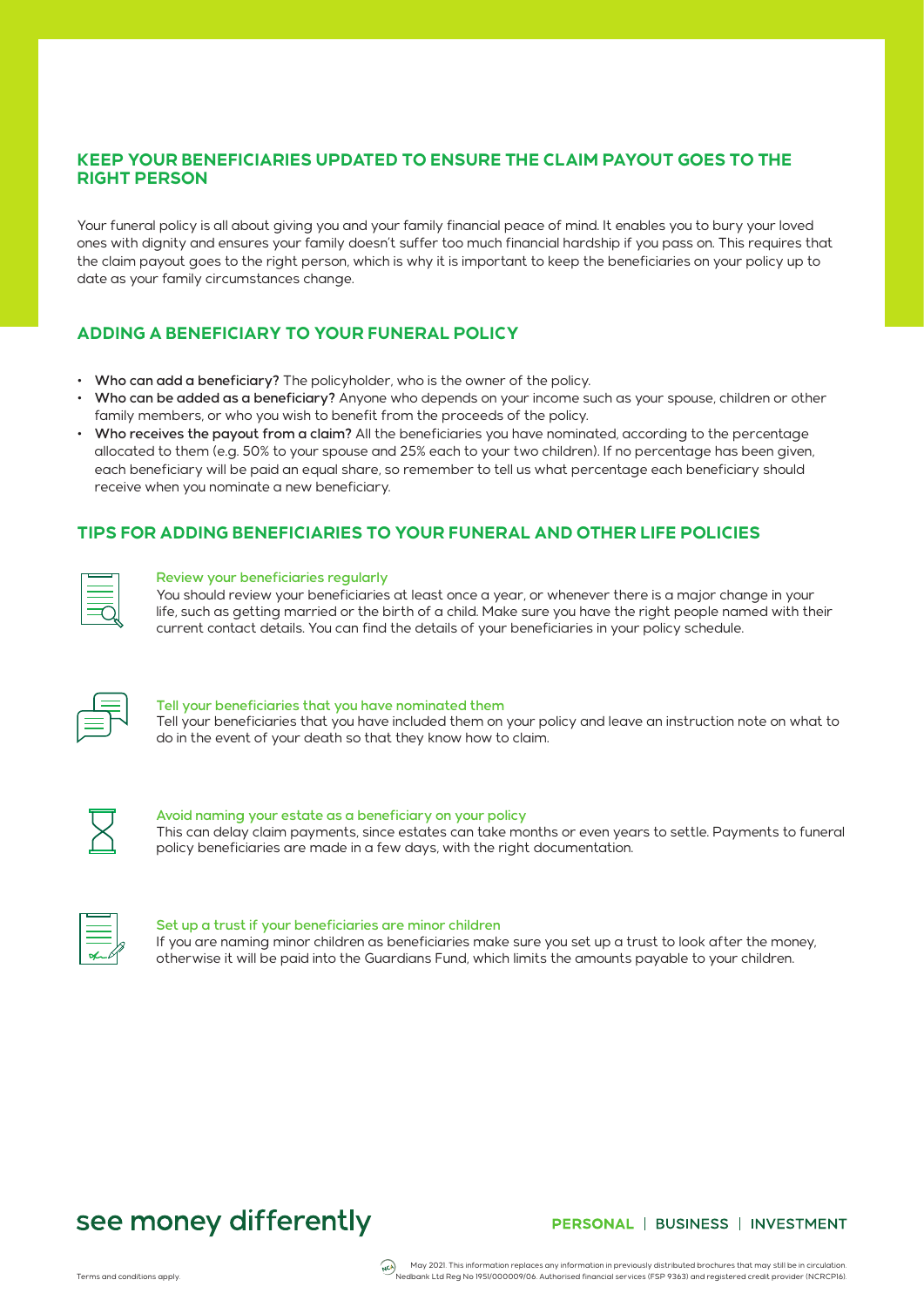## KEEP YOUR BENEFICIARIES UPDATED TO ENSURE THE CLAIM PAYOUT GOES TO THE RIGHT PERSON

Your funeral policy is all about giving you and your family financial peace of mind. It enables you to bury your loved ones with dignity and ensures your family doesn't suffer too much financial hardship if you pass on. This requires that the claim payout goes to the right person, which is why it is important to keep the beneficiaries on your policy up to date as your family circumstances change.

## ADDING A BENEFICIARY TO YOUR FUNERAL POLICY

- **Who can add a beneficiary?** The policyholder, who is the owner of the policy.
- **Who can be added as a beneficiary?** Anyone who depends on your income such as your spouse, children or other family members, or who you wish to benefit from the proceeds of the policy.
- **Who receives the payout from a claim?** All the beneficiaries you have nominated, according to the percentage allocated to them (e.g. 50% to your spouse and 25% each to your two children). If no percentage has been given, each beneficiary will be paid an equal share, so remember to tell us what percentage each beneficiary should receive when you nominate a new beneficiary.

## TIPS FOR ADDING BENEFICIARIES TO YOUR FUNERAL AND OTHER LIFE POLICIES

### Review your beneficiaries regularly

You should review your beneficiaries at least once a year, or whenever there is a major change in your life, such as getting married or the birth of a child. Make sure you have the right people named with their current contact details. You can find the details of your beneficiaries in your policy schedule.

### Tell your beneficiaries that you have nominated them

Tell your beneficiaries that you have included them on your policy and leave an instruction note on what to do in the event of your death so that they know how to claim.

### Avoid naming your estate as a beneficiary on your policy

This can delay claim payments, since estates can take months or even years to settle. Payments to funeral policy beneficiaries are made in a few days, with the right documentation.

### Set up a trust if your beneficiaries are minor children

If you are naming minor children as beneficiaries make sure you set up a trust to look after the money, otherwise it will be paid into the Guardians Fund, which limits the amounts payable to your children.

see money differently

PERSONAL | BUSINESS | INVESTMENT

Terms and conditions apply.

May 2021. This information replaces any information in previously distributed brochures that may still be in circulation. Nedbank Ltd Reg No 1951/000009/06. Authorised financial services (FSP 9363) and registered credit provider (NCRCP16).